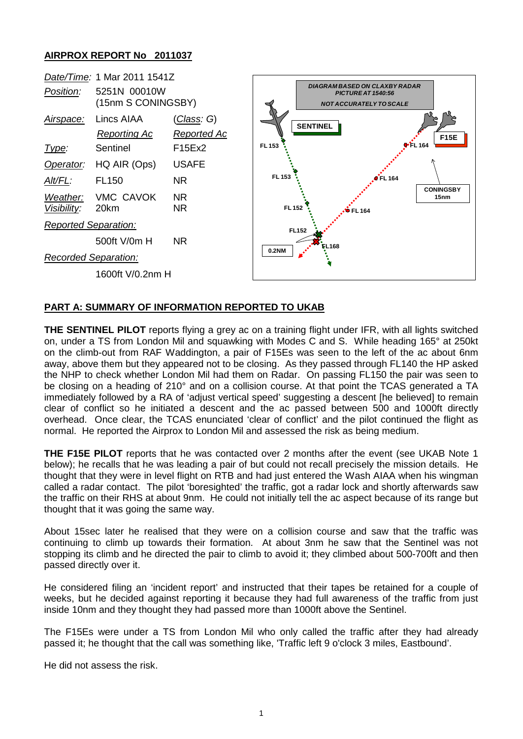## AIRPROX REPORT No 2011037

| | | |
|---|---|---|
| *Date/Time:* | 1 Mar 2011 1541Z | |
| *Position:* | 5251N 00010W (15nm S CONINGSBY) | |
| *Airspace:* | Lincs AIAA | (*Class*: G) |
| | *Reporting Ac* | *Reported Ac* |
| *Type:* | Sentinel | F15Ex2 |
| *Operator:* | HQ AIR (Ops) | USAFE |
| *Alt/FL:* | FL150 | NR |
| *Weather:* | VMC CAVOK | NR |
| *Visibility:* | 20km | NR |
| *Reported Separation:* | | |
| | 500ft V/0m H | NR |
| *Recorded Separation:* | | |
| | 1600ft V/0.2nm H | |

DIAGRAM BASED ON CLAXBY RADAR PICTURE AT 1540:56
NOT ACCURATELY TO SCALE

SENTINEL: FL 153, FL 153, FL 152, FL152
F15E: FL 164, FL 164, FL 164, FL168
CONINGSBY 15nm
0.2NM

### PART A: SUMMARY OF INFORMATION REPORTED TO UKAB

**THE SENTINEL PILOT** reports flying a grey ac on a training flight under IFR, with all lights switched on, under a TS from London Mil and squawking with Modes C and S. While heading 165° at 250kt on the climb-out from RAF Waddington, a pair of F15Es was seen to the left of the ac about 6nm away, above them but they appeared not to be closing. As they passed through FL140 the HP asked the NHP to check whether London Mil had them on Radar. On passing FL150 the pair was seen to be closing on a heading of 210° and on a collision course. At that point the TCAS generated a TA immediately followed by a RA of 'adjust vertical speed' suggesting a descent [he believed] to remain clear of conflict so he initiated a descent and the ac passed between 500 and 1000ft directly overhead. Once clear, the TCAS enunciated 'clear of conflict' and the pilot continued the flight as normal. He reported the Airprox to London Mil and assessed the risk as being medium.

**THE F15E PILOT** reports that he was contacted over 2 months after the event (see UKAB Note 1 below); he recalls that he was leading a pair of but could not recall precisely the mission details. He thought that they were in level flight on RTB and had just entered the Wash AIAA when his wingman called a radar contact. The pilot 'boresighted' the traffic, got a radar lock and shortly afterwards saw the traffic on their RHS at about 9nm. He could not initially tell the ac aspect because of its range but thought that it was going the same way.

About 15sec later he realised that they were on a collision course and saw that the traffic was continuing to climb up towards their formation. At about 3nm he saw that the Sentinel was not stopping its climb and he directed the pair to climb to avoid it; they climbed about 500-700ft and then passed directly over it.

He considered filing an 'incident report' and instructed that their tapes be retained for a couple of weeks, but he decided against reporting it because they had full awareness of the traffic from just inside 10nm and they thought they had passed more than 1000ft above the Sentinel.

The F15Es were under a TS from London Mil who only called the traffic after they had already passed it; he thought that the call was something like, 'Traffic left 9 o'clock 3 miles, Eastbound'.

He did not assess the risk.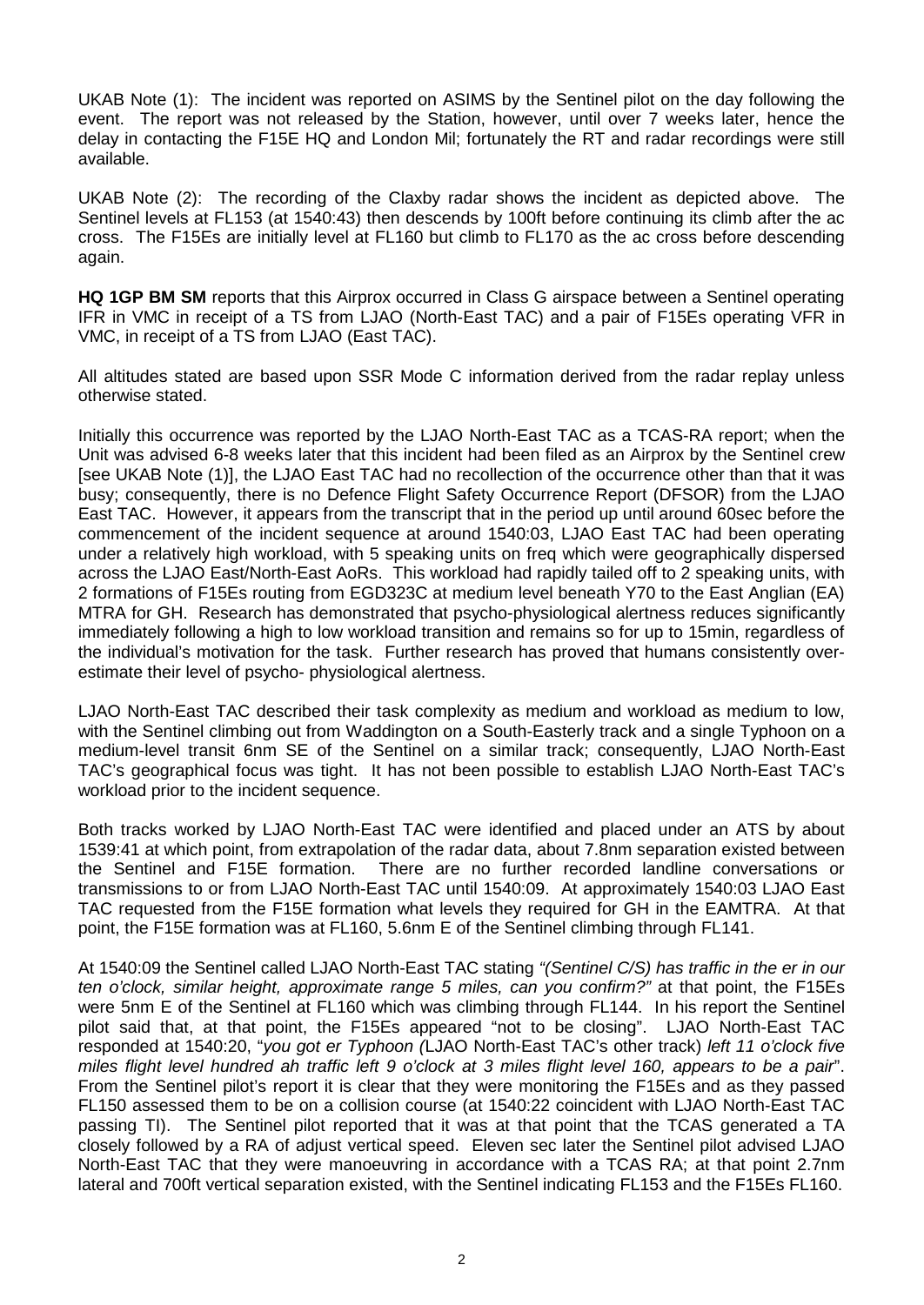UKAB Note (1): The incident was reported on ASIMS by the Sentinel pilot on the day following the event. The report was not released by the Station, however, until over 7 weeks later, hence the delay in contacting the F15E HQ and London Mil; fortunately the RT and radar recordings were still available.

UKAB Note (2): The recording of the Claxby radar shows the incident as depicted above. The Sentinel levels at FL153 (at 1540:43) then descends by 100ft before continuing its climb after the ac cross. The F15Es are initially level at FL160 but climb to FL170 as the ac cross before descending again.

**HQ 1GP BM SM** reports that this Airprox occurred in Class G airspace between a Sentinel operating IFR in VMC in receipt of a TS from LJAO (North-East TAC) and a pair of F15Es operating VFR in VMC, in receipt of a TS from LJAO (East TAC).

All altitudes stated are based upon SSR Mode C information derived from the radar replay unless otherwise stated.

Initially this occurrence was reported by the LJAO North-East TAC as a TCAS-RA report; when the Unit was advised 6-8 weeks later that this incident had been filed as an Airprox by the Sentinel crew [see UKAB Note (1)], the LJAO East TAC had no recollection of the occurrence other than that it was busy; consequently, there is no Defence Flight Safety Occurrence Report (DFSOR) from the LJAO East TAC. However, it appears from the transcript that in the period up until around 60sec before the commencement of the incident sequence at around 1540:03, LJAO East TAC had been operating under a relatively high workload, with 5 speaking units on freq which were geographically dispersed across the LJAO East/North-East AoRs. This workload had rapidly tailed off to 2 speaking units, with 2 formations of F15Es routing from EGD323C at medium level beneath Y70 to the East Anglian (EA) MTRA for GH. Research has demonstrated that psycho-physiological alertness reduces significantly immediately following a high to low workload transition and remains so for up to 15min, regardless of the individual's motivation for the task. Further research has proved that humans consistently over-estimate their level of psycho- physiological alertness.

LJAO North-East TAC described their task complexity as medium and workload as medium to low, with the Sentinel climbing out from Waddington on a South-Easterly track and a single Typhoon on a medium-level transit 6nm SE of the Sentinel on a similar track; consequently, LJAO North-East TAC's geographical focus was tight. It has not been possible to establish LJAO North-East TAC's workload prior to the incident sequence.

Both tracks worked by LJAO North-East TAC were identified and placed under an ATS by about 1539:41 at which point, from extrapolation of the radar data, about 7.8nm separation existed between the Sentinel and F15E formation. There are no further recorded landline conversations or transmissions to or from LJAO North-East TAC until 1540:09. At approximately 1540:03 LJAO East TAC requested from the F15E formation what levels they required for GH in the EAMTRA. At that point, the F15E formation was at FL160, 5.6nm E of the Sentinel climbing through FL141.

At 1540:09 the Sentinel called LJAO North-East TAC stating *"(Sentinel C/S) has traffic in the er in our ten o'clock, similar height, approximate range 5 miles, can you confirm?"* at that point, the F15Es were 5nm E of the Sentinel at FL160 which was climbing through FL144. In his report the Sentinel pilot said that, at that point, the F15Es appeared "not to be closing". LJAO North-East TAC responded at 1540:20, "*you got er Typhoon (*LJAO North-East TAC's other track) *left 11 o'clock five miles flight level hundred ah traffic left 9 o'clock at 3 miles flight level 160, appears to be a pair*". From the Sentinel pilot's report it is clear that they were monitoring the F15Es and as they passed FL150 assessed them to be on a collision course (at 1540:22 coincident with LJAO North-East TAC passing TI). The Sentinel pilot reported that it was at that point that the TCAS generated a TA closely followed by a RA of adjust vertical speed. Eleven sec later the Sentinel pilot advised LJAO North-East TAC that they were manoeuvring in accordance with a TCAS RA; at that point 2.7nm lateral and 700ft vertical separation existed, with the Sentinel indicating FL153 and the F15Es FL160.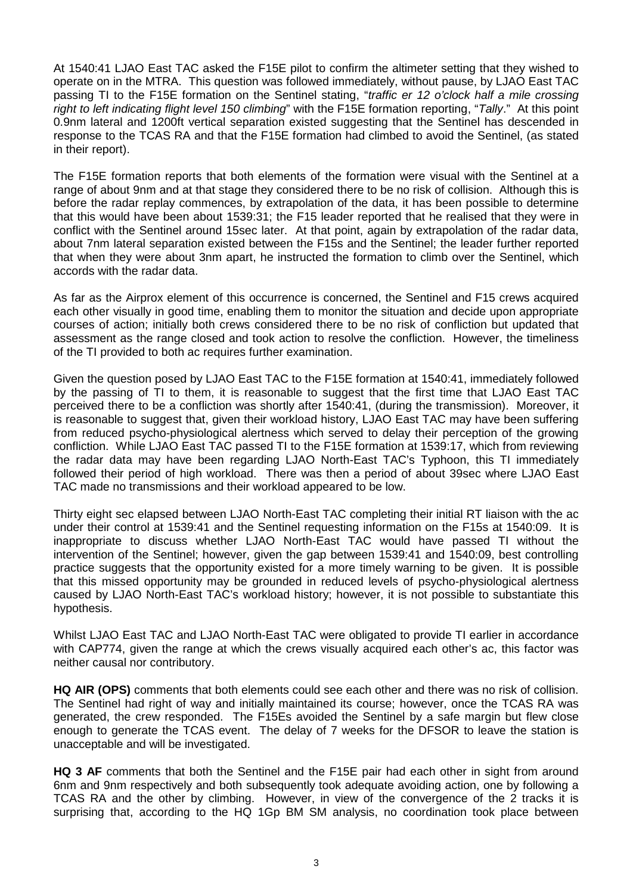At 1540:41 LJAO East TAC asked the F15E pilot to confirm the altimeter setting that they wished to operate on in the MTRA. This question was followed immediately, without pause, by LJAO East TAC passing TI to the F15E formation on the Sentinel stating, "*traffic er 12 o'clock half a mile crossing right to left indicating flight level 150 climbing*" with the F15E formation reporting, "*Tally*." At this point 0.9nm lateral and 1200ft vertical separation existed suggesting that the Sentinel has descended in response to the TCAS RA and that the F15E formation had climbed to avoid the Sentinel, (as stated in their report).

The F15E formation reports that both elements of the formation were visual with the Sentinel at a range of about 9nm and at that stage they considered there to be no risk of collision. Although this is before the radar replay commences, by extrapolation of the data, it has been possible to determine that this would have been about 1539:31; the F15 leader reported that he realised that they were in conflict with the Sentinel around 15sec later. At that point, again by extrapolation of the radar data, about 7nm lateral separation existed between the F15s and the Sentinel; the leader further reported that when they were about 3nm apart, he instructed the formation to climb over the Sentinel, which accords with the radar data.

As far as the Airprox element of this occurrence is concerned, the Sentinel and F15 crews acquired each other visually in good time, enabling them to monitor the situation and decide upon appropriate courses of action; initially both crews considered there to be no risk of confliction but updated that assessment as the range closed and took action to resolve the confliction. However, the timeliness of the TI provided to both ac requires further examination.

Given the question posed by LJAO East TAC to the F15E formation at 1540:41, immediately followed by the passing of TI to them, it is reasonable to suggest that the first time that LJAO East TAC perceived there to be a confliction was shortly after 1540:41, (during the transmission). Moreover, it is reasonable to suggest that, given their workload history, LJAO East TAC may have been suffering from reduced psycho-physiological alertness which served to delay their perception of the growing confliction. While LJAO East TAC passed TI to the F15E formation at 1539:17, which from reviewing the radar data may have been regarding LJAO North-East TAC's Typhoon, this TI immediately followed their period of high workload. There was then a period of about 39sec where LJAO East TAC made no transmissions and their workload appeared to be low.

Thirty eight sec elapsed between LJAO North-East TAC completing their initial RT liaison with the ac under their control at 1539:41 and the Sentinel requesting information on the F15s at 1540:09. It is inappropriate to discuss whether LJAO North-East TAC would have passed TI without the intervention of the Sentinel; however, given the gap between 1539:41 and 1540:09, best controlling practice suggests that the opportunity existed for a more timely warning to be given. It is possible that this missed opportunity may be grounded in reduced levels of psycho-physiological alertness caused by LJAO North-East TAC's workload history; however, it is not possible to substantiate this hypothesis.

Whilst LJAO East TAC and LJAO North-East TAC were obligated to provide TI earlier in accordance with CAP774, given the range at which the crews visually acquired each other's ac, this factor was neither causal nor contributory.

**HQ AIR (OPS)** comments that both elements could see each other and there was no risk of collision. The Sentinel had right of way and initially maintained its course; however, once the TCAS RA was generated, the crew responded. The F15Es avoided the Sentinel by a safe margin but flew close enough to generate the TCAS event. The delay of 7 weeks for the DFSOR to leave the station is unacceptable and will be investigated.

**HQ 3 AF** comments that both the Sentinel and the F15E pair had each other in sight from around 6nm and 9nm respectively and both subsequently took adequate avoiding action, one by following a TCAS RA and the other by climbing. However, in view of the convergence of the 2 tracks it is surprising that, according to the HQ 1Gp BM SM analysis, no coordination took place between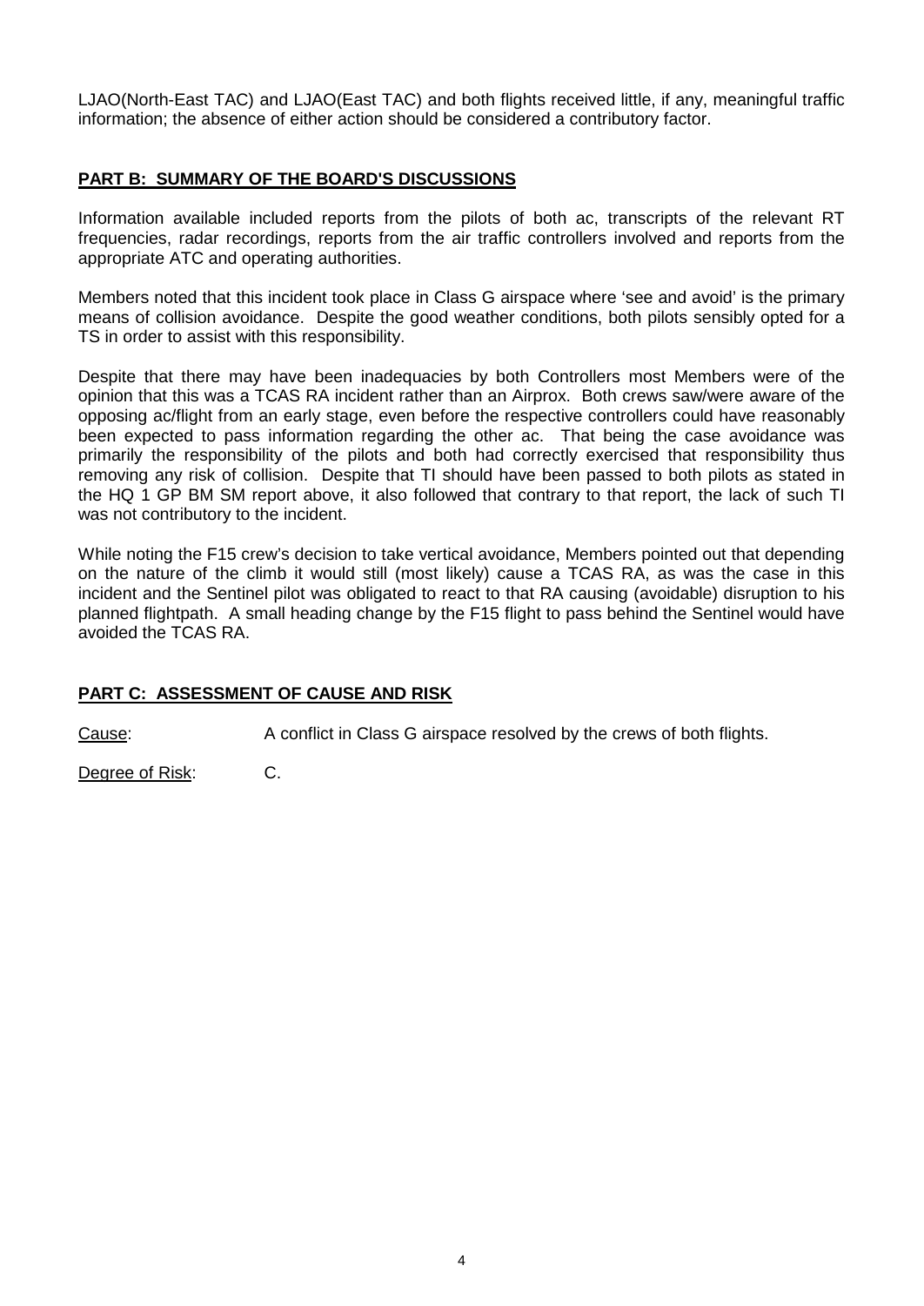LJAO(North-East TAC) and LJAO(East TAC) and both flights received little, if any, meaningful traffic information; the absence of either action should be considered a contributory factor.

## PART B: SUMMARY OF THE BOARD'S DISCUSSIONS

Information available included reports from the pilots of both ac, transcripts of the relevant RT frequencies, radar recordings, reports from the air traffic controllers involved and reports from the appropriate ATC and operating authorities.

Members noted that this incident took place in Class G airspace where 'see and avoid' is the primary means of collision avoidance. Despite the good weather conditions, both pilots sensibly opted for a TS in order to assist with this responsibility.

Despite that there may have been inadequacies by both Controllers most Members were of the opinion that this was a TCAS RA incident rather than an Airprox. Both crews saw/were aware of the opposing ac/flight from an early stage, even before the respective controllers could have reasonably been expected to pass information regarding the other ac. That being the case avoidance was primarily the responsibility of the pilots and both had correctly exercised that responsibility thus removing any risk of collision. Despite that TI should have been passed to both pilots as stated in the HQ 1 GP BM SM report above, it also followed that contrary to that report, the lack of such TI was not contributory to the incident.

While noting the F15 crew's decision to take vertical avoidance, Members pointed out that depending on the nature of the climb it would still (most likely) cause a TCAS RA, as was the case in this incident and the Sentinel pilot was obligated to react to that RA causing (avoidable) disruption to his planned flightpath. A small heading change by the F15 flight to pass behind the Sentinel would have avoided the TCAS RA.

## PART C: ASSESSMENT OF CAUSE AND RISK

Cause: A conflict in Class G airspace resolved by the crews of both flights.

Degree of Risk: C.